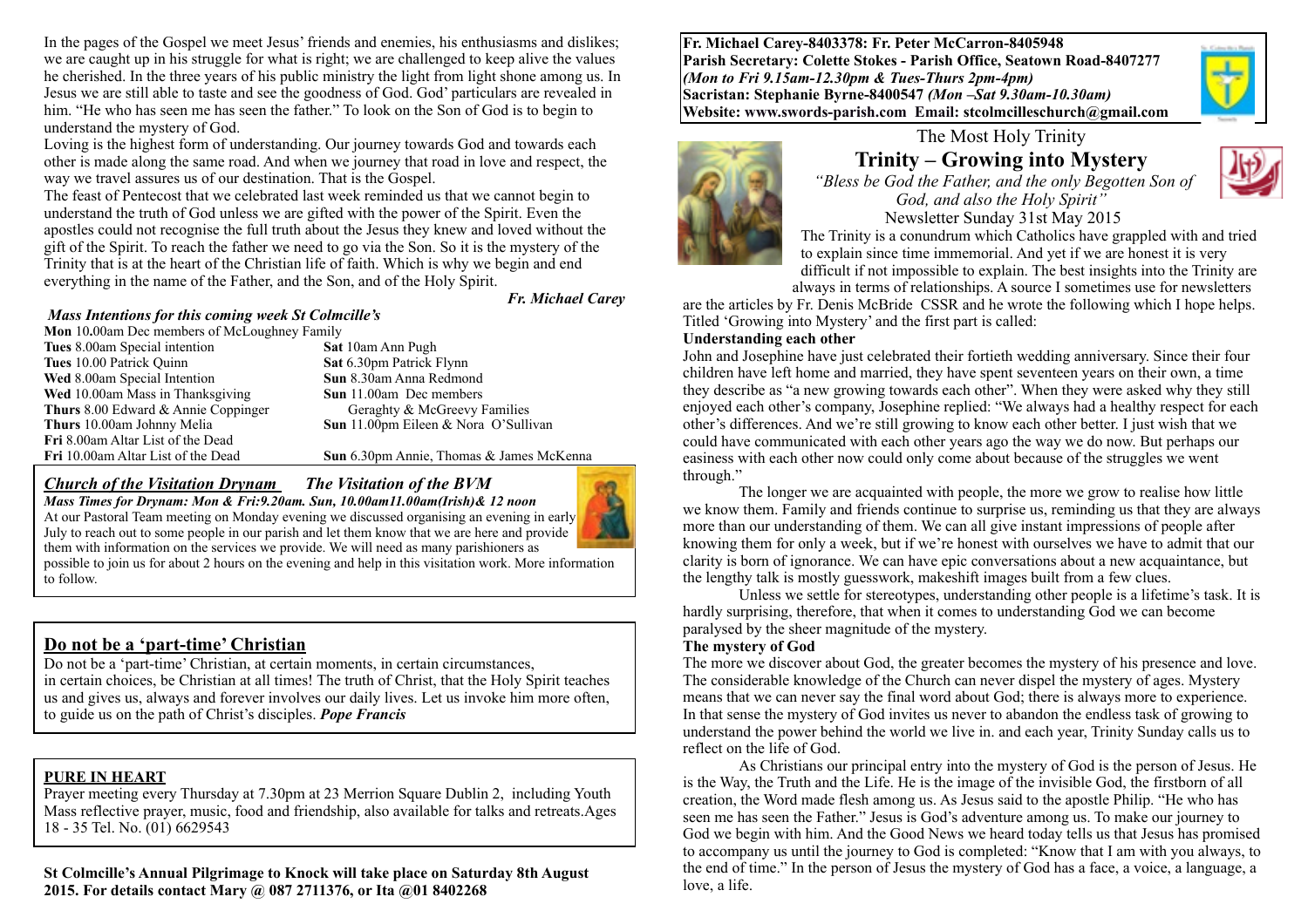In the pages of the Gospel we meet Jesus' friends and enemies, his enthusiasms and dislikes; we are caught up in his struggle for what is right; we are challenged to keep alive the values he cherished. In the three years of his public ministry the light from light shone among us. In Jesus we are still able to taste and see the goodness of God. God' particulars are revealed in him. "He who has seen me has seen the father." To look on the Son of God is to begin to understand the mystery of God.

Loving is the highest form of understanding. Our journey towards God and towards each other is made along the same road. And when we journey that road in love and respect, the way we travel assures us of our destination. That is the Gospel.

The feast of Pentecost that we celebrated last week reminded us that we cannot begin to understand the truth of God unless we are gifted with the power of the Spirit. Even the apostles could not recognise the full truth about the Jesus they knew and loved without the gift of the Spirit. To reach the father we need to go via the Son. So it is the mystery of the Trinity that is at the heart of the Christian life of faith. Which is why we begin and end everything in the name of the Father, and the Son, and of the Holy Spirit.

***Fr. Michael Carey***

### *Mass Intentions for this coming week St Colmcille's*

**Mon** 10.00am Dec members of McLoughney Family
**Tues** 8.00am Special intention
**Tues** 10.00 Patrick Quinn
**Wed** 8.00am Special Intention
**Wed** 10.00am Mass in Thanksgiving
**Thurs** 8.00 Edward & Annie Coppinger
**Thurs** 10.00am Johnny Melia
**Fri** 8.00am Altar List of the Dead
**Fri** 10.00am Altar List of the Dead
**Sat** 10am Ann Pugh
**Sat** 6.30pm Patrick Flynn
**Sun** 8.30am Anna Redmond
**Sun** 11.00am Dec members Geraghty & McGreevy Families
**Sun** 11.00pm Eileen & Nora O'Sullivan
**Sun** 6.30pm Annie, Thomas & James McKenna

## ***Church of the Visitation Drynam*** ***The Visitation of the BVM***

***Mass Times for Drynam: Mon & Fri:9.20am. Sun, 10.00am11.00am(Irish)& 12 noon***

At our Pastoral Team meeting on Monday evening we discussed organising an evening in early July to reach out to some people in our parish and let them know that we are here and provide them with information on the services we provide. We will need as many parishioners as possible to join us for about 2 hours on the evening and help in this visitation work. More information to follow.

## Do not be a 'part-time' Christian

Do not be a 'part-time' Christian, at certain moments, in certain circumstances, in certain choices, be Christian at all times! The truth of Christ, that the Holy Spirit teaches us and gives us, always and forever involves our daily lives. Let us invoke him more often, to guide us on the path of Christ's disciples. ***Pope Francis***

## PURE IN HEART

Prayer meeting every Thursday at 7.30pm at 23 Merrion Square Dublin 2, including Youth Mass reflective prayer, music, food and friendship, also available for talks and retreats.Ages 18 - 35 Tel. No. (01) 6629543

**St Colmcille's Annual Pilgrimage to Knock will take place on Saturday 8th August 2015. For details contact Mary @ 087 2711376, or Ita @01 8402268**

**Fr. Michael Carey-8403378: Fr. Peter McCarron-8405948**
**Parish Secretary: Colette Stokes - Parish Office, Seatown Road-8407277**
***(Mon to Fri 9.15am-12.30pm & Tues-Thurs 2pm-4pm)***
**Sacristan: Stephanie Byrne-8400547** ***(Mon –Sat 9.30am-10.30am)***
**Website: www.swords-parish.com Email: stcolmcilleschurch@gmail.com**

The Most Holy Trinity

# Trinity – Growing into Mystery

*"Bless be God the Father, and the only Begotten Son of God, and also the Holy Spirit"*

Newsletter Sunday 31st May 2015

The Trinity is a conundrum which Catholics have grappled with and tried to explain since time immemorial. And yet if we are honest it is very difficult if not impossible to explain. The best insights into the Trinity are always in terms of relationships. A source I sometimes use for newsletters are the articles by Fr. Denis McBride CSSR and he wrote the following which I hope helps. Titled 'Growing into Mystery' and the first part is called:

**Understanding each other**

John and Josephine have just celebrated their fortieth wedding anniversary. Since their four children have left home and married, they have spent seventeen years on their own, a time they describe as "a new growing towards each other". When they were asked why they still enjoyed each other's company, Josephine replied: "We always had a healthy respect for each other's differences. And we're still growing to know each other better. I just wish that we could have communicated with each other years ago the way we do now. But perhaps our easiness with each other now could only come about because of the struggles we went through."

The longer we are acquainted with people, the more we grow to realise how little we know them. Family and friends continue to surprise us, reminding us that they are always more than our understanding of them. We can all give instant impressions of people after knowing them for only a week, but if we're honest with ourselves we have to admit that our clarity is born of ignorance. We can have epic conversations about a new acquaintance, but the lengthy talk is mostly guesswork, makeshift images built from a few clues.

Unless we settle for stereotypes, understanding other people is a lifetime's task. It is hardly surprising, therefore, that when it comes to understanding God we can become paralysed by the sheer magnitude of the mystery.

**The mystery of God**

The more we discover about God, the greater becomes the mystery of his presence and love. The considerable knowledge of the Church can never dispel the mystery of ages. Mystery means that we can never say the final word about God; there is always more to experience. In that sense the mystery of God invites us never to abandon the endless task of growing to understand the power behind the world we live in. and each year, Trinity Sunday calls us to reflect on the life of God.

As Christians our principal entry into the mystery of God is the person of Jesus. He is the Way, the Truth and the Life. He is the image of the invisible God, the firstborn of all creation, the Word made flesh among us. As Jesus said to the apostle Philip. "He who has seen me has seen the Father." Jesus is God's adventure among us. To make our journey to God we begin with him. And the Good News we heard today tells us that Jesus has promised to accompany us until the journey to God is completed: "Know that I am with you always, to the end of time." In the person of Jesus the mystery of God has a face, a voice, a language, a love, a life.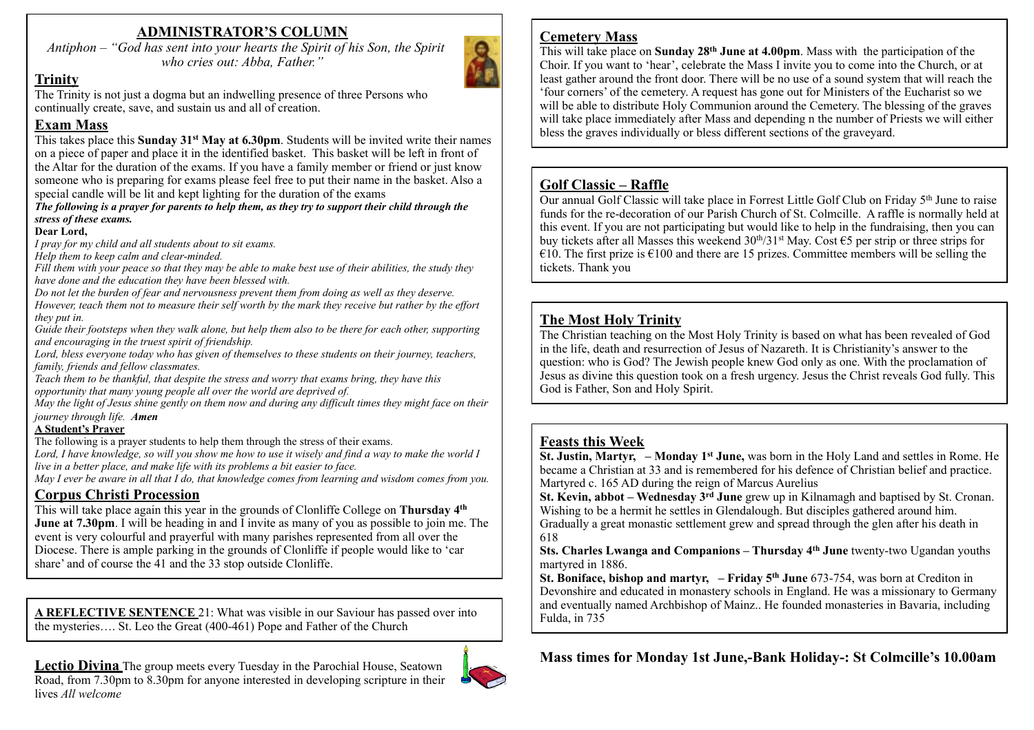## ADMINISTRATOR'S COLUMN

*Antiphon – "God has sent into your hearts the Spirit of his Son, the Spirit who cries out: Abba, Father."*

## Trinity

The Trinity is not just a dogma but an indwelling presence of three Persons who continually create, save, and sustain us and all of creation.

## Exam Mass

This takes place this **Sunday 31st May at 6.30pm**. Students will be invited write their names on a piece of paper and place it in the identified basket. This basket will be left in front of the Altar for the duration of the exams. If you have a family member or friend or just know someone who is preparing for exams please feel free to put their name in the basket. Also a special candle will be lit and kept lighting for the duration of the exams

***The following is a prayer for parents to help them, as they try to support their child through the stress of these exams.***

**Dear Lord,**

*I pray for my child and all students about to sit exams.*

*Help them to keep calm and clear-minded.*

*Fill them with your peace so that they may be able to make best use of their abilities, the study they have done and the education they have been blessed with.*

*Do not let the burden of fear and nervousness prevent them from doing as well as they deserve. However, teach them not to measure their self worth by the mark they receive but rather by the effort they put in.*

*Guide their footsteps when they walk alone, but help them also to be there for each other, supporting and encouraging in the truest spirit of friendship.*

*Lord, bless everyone today who has given of themselves to these students on their journey, teachers, family, friends and fellow classmates.*

*Teach them to be thankful, that despite the stress and worry that exams bring, they have this opportunity that many young people all over the world are deprived of.*

*May the light of Jesus shine gently on them now and during any difficult times they might face on their journey through life.* ***Amen***

**A Student's Prayer**

The following is a prayer students to help them through the stress of their exams.

*Lord, I have knowledge, so will you show me how to use it wisely and find a way to make the world I live in a better place, and make life with its problems a bit easier to face.*

*May I ever be aware in all that I do, that knowledge comes from learning and wisdom comes from you.*

## Corpus Christi Procession

This will take place again this year in the grounds of Clonliffe College on **Thursday 4th June at 7.30pm**. I will be heading in and I invite as many of you as possible to join me. The event is very colourful and prayerful with many parishes represented from all over the Diocese. There is ample parking in the grounds of Clonliffe if people would like to 'car share' and of course the 41 and the 33 stop outside Clonliffe.

**A REFLECTIVE SENTENCE** 21: What was visible in our Saviour has passed over into the mysteries…. St. Leo the Great (400-461) Pope and Father of the Church

**Lectio Divina** The group meets every Tuesday in the Parochial House, Seatown Road, from 7.30pm to 8.30pm for anyone interested in developing scripture in their lives *All welcome*

## Cemetery Mass

This will take place on **Sunday 28th June at 4.00pm**. Mass with the participation of the Choir. If you want to 'hear', celebrate the Mass I invite you to come into the Church, or at least gather around the front door. There will be no use of a sound system that will reach the 'four corners' of the cemetery. A request has gone out for Ministers of the Eucharist so we will be able to distribute Holy Communion around the Cemetery. The blessing of the graves will take place immediately after Mass and depending n the number of Priests we will either bless the graves individually or bless different sections of the graveyard.

## Golf Classic – Raffle

Our annual Golf Classic will take place in Forrest Little Golf Club on Friday 5th June to raise funds for the re-decoration of our Parish Church of St. Colmcille. A raffle is normally held at this event. If you are not participating but would like to help in the fundraising, then you can buy tickets after all Masses this weekend 30th/31st May. Cost €5 per strip or three strips for €10. The first prize is €100 and there are 15 prizes. Committee members will be selling the tickets. Thank you

## The Most Holy Trinity

The Christian teaching on the Most Holy Trinity is based on what has been revealed of God in the life, death and resurrection of Jesus of Nazareth. It is Christianity's answer to the question: who is God? The Jewish people knew God only as one. With the proclamation of Jesus as divine this question took on a fresh urgency. Jesus the Christ reveals God fully. This God is Father, Son and Holy Spirit.

## Feasts this Week

**St. Justin, Martyr, – Monday 1st June,** was born in the Holy Land and settles in Rome. He became a Christian at 33 and is remembered for his defence of Christian belief and practice. Martyred c. 165 AD during the reign of Marcus Aurelius

**St. Kevin, abbot – Wednesday 3rd June** grew up in Kilnamagh and baptised by St. Cronan. Wishing to be a hermit he settles in Glendalough. But disciples gathered around him. Gradually a great monastic settlement grew and spread through the glen after his death in 618

**Sts. Charles Lwanga and Companions – Thursday 4th June** twenty-two Ugandan youths martyred in 1886.

**St. Boniface, bishop and martyr, – Friday 5th June** 673-754, was born at Crediton in Devonshire and educated in monastery schools in England. He was a missionary to Germany and eventually named Archbishop of Mainz.. He founded monasteries in Bavaria, including Fulda, in 735

**Mass times for Monday 1st June,-Bank Holiday-: St Colmcille's 10.00am**